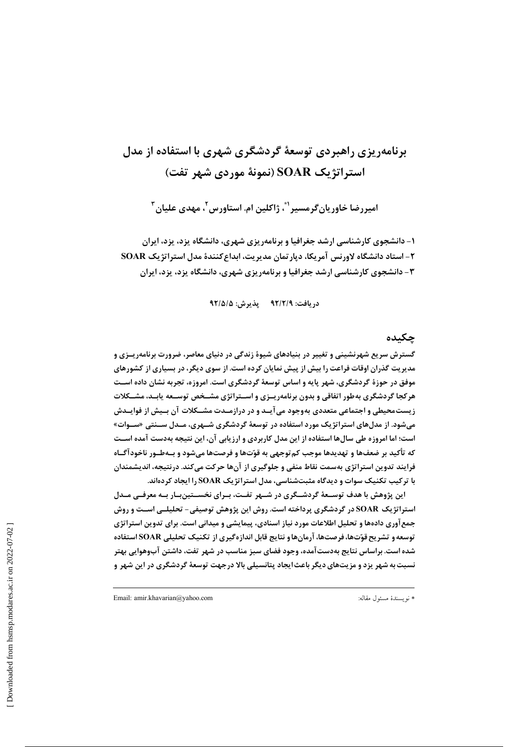# برنامه‌ریزی راهبردی توسعهٔ گردشگری شهری با استفاده از مدل استراتژیک SOAR (نمونهٔ موردی شهر تفت)

امیررضا خاوریان‌گرمسیر[1*]، ژاکلین ام. استاورس[2]، مهدی علیان[3]

۱- دانشجوی کارشناسی ارشد جغرافیا و برنامه‌ریزی شهری، دانشگاه یزد، یزد، ایران
۲- استاد دانشگاه لاورنس آمریکا، دپارتمان مدیریت، ابداع‌کنندهٔ مدل استراتژیک SOAR
۳- دانشجوی کارشناسی ارشد جغرافیا و برنامه‌ریزی شهری، دانشگاه یزد، یزد، ایران

دریافت: ۹۲/۲/۹ پذیرش: ۹۲/۵/۵

## چکیده

گسترش سریع شهرنشینی و تغییر در بنیادهای شیوهٔ زندگی در دنیای معاصر، ضرورت برنامه‌ریزی و مدیریت گذران اوقات فراغت را بیش از پیش نمایان کرده است. از سوی دیگر، در بسیاری از کشورهای موفق در حوزهٔ گردشگری، شهر پایه و اساس توسعهٔ گردشگری است. امروزه، تجربه نشان داده است هرکجا گردشگری به‌طور اتفاقی و بدون برنامه‌ریزی و استراتژی مشخص توسعه یابد، مشکلات زیست‌محیطی و اجتماعی متعددی به‌وجود می‌آید و در درازمدت مشکلات آن بیش از فوایدش می‌شود. از مدل‌های استراتژیک مورد استفاده در توسعهٔ گردشگری شهری، مدل سنتی «سوات» است؛ اما امروزه طی سال‌ها استفاده از این مدل کاربردی و ارزیابی آن، این نتیجه به‌دست آمده است که تأکید بر ضعف‌ها و تهدیدها موجب کم‌توجهی به قوّت‌ها و فرصت‌ها می‌شود و به‌طور ناخودآگاه فرایند تدوین استراتژی به‌سمت نقاط منفی و جلوگیری از آن‌ها حرکت می‌کند. درنتیجه، اندیشمندان با ترکیب تکنیک سوات و دیدگاه مثبت‌شناسی، مدل استراتژیک SOAR را ایجاد کرده‌اند.

این پژوهش با هدف توسعهٔ گردشگری در شهر تفت، برای نخستین‌بار به معرفی مدل استراتژیک SOAR در گردشگری پرداخته است. روش این پژوهش توصیفی- تحلیلی است و روش جمع‌آوری داده‌ها و تحلیل اطلاعات مورد نیاز اسنادی، پیمایشی و میدانی است. برای تدوین استراتژی توسعه و تشریح قوّت‌ها، فرصت‌ها، آرمان‌ها و نتایج قابل اندازه‌گیری از تکنیک تحلیلی SOAR استفاده شده است. براساس نتایج به‌دست‌آمده، وجود فضای سبز مناسب در شهر تفت، داشتن آب‌وهوایی بهتر نسبت به شهر یزد و مزیت‌های دیگر باعث ایجاد پتانسیلی بالا درجهت توسعهٔ گردشگری در این شهر و

---

\* نویسندهٔ مسئول مقاله: Email: amir.khavarian@yahoo.com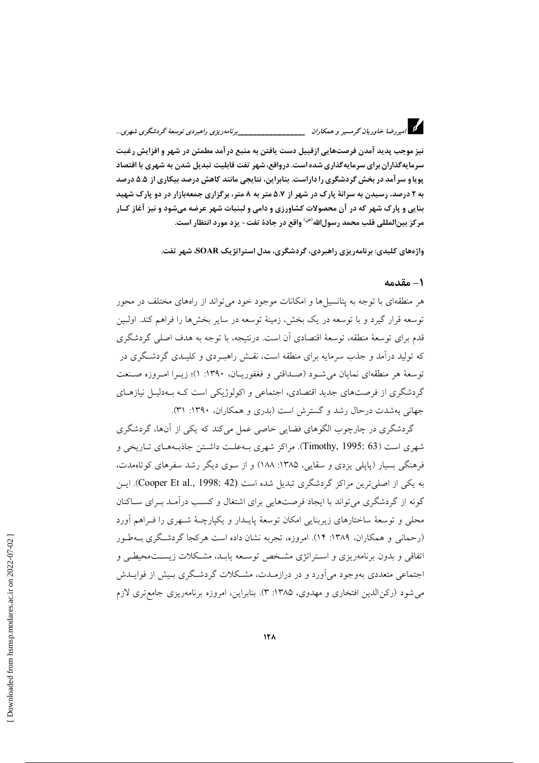**نیز موجب پدید آمدن فرصت‌هایی ازقبیل دست یافتن به منبع درآمد مطمئن در شهر و افزایش رغبت سرمایه‌گذاران برای سرمایه‌گذاری شده است. درواقع، شهر تفت قابلیت تبدیل شدن به شهری با اقتصاد پویا و سرآمد در بخش گردشگری را داراست. بنابراین، نتایجی مانند کاهش درصد بیکاری از ۵.۵ درصد به ۲ درصد، رسیدن به سرانهٔ پارک در شهر از ۵.۷ متر به ۸ متر، برگزاری جمعه‌بازار در دو پارک شهید بنایی و پارک شهر که در آن محصولات کشاورزی و دامی و لبنیات شهر عرضه می‌شود و نیز آغاز کار مرکز بین‌المللی قلب محمد رسول‌الله^(ص) واقع در جادهٔ تفت- یزد مورد انتظار است.**

**واژه‌های کلیدی: برنامه‌ریزی راهبردی، گردشگری، مدل استراتژیک SOAR، شهر تفت.**

## ۱- مقدمه

هر منطقه‌ای با توجه به پتانسیل‌ها و امکانات موجود خود می‌تواند از راه‌های مختلف در محور توسعه قرار گیرد و با توسعه در یک بخش، زمینهٔ توسعه در سایر بخش‌ها را فراهم کند. اولین قدم برای توسعهٔ منطقه، توسعهٔ اقتصادی آن است. درنتیجه، با توجه به هدف اصلی گردشگری که تولید درآمد و جذب سرمایه برای منطقه است، نقش راهبردی و کلیدی گردشگری در توسعهٔ هر منطقه‌ای نمایان می‌شود (صداقتی و فغفوریان، ۱۳۹۰: ۱)؛ زیرا امروزه صنعت گردشگری از فرصت‌های جدید اقتصادی، اجتماعی و اکولوژیکی است که به‌دلیل نیازهای جهانی به‌شدت درحال رشد و گسترش است (بدری و همکاران، ۱۳۹۰: ۳۱).

گردشگری در چارچوب الگوهای فضایی خاصی عمل می‌کند که یکی از آن‌ها، گردشگری شهری است (Timothy, 1995: 63). مراکز شهری به‌علت داشتن جاذبه‌های تاریخی و فرهنگی بسیار (پاپلی یزدی و سقایی، ۱۳۸۵: ۱۸۸) و از سوی دیگر رشد سفرهای کوتاه‌مدت، به یکی از اصلی‌ترین مراکز گردشگری تبدیل شده است (Cooper Et al., 1998: 42). این گونه از گردشگری می‌تواند با ایجاد فرصت‌هایی برای اشتغال و کسب درآمد برای ساکنان محلی و توسعهٔ ساختارهای زیربنایی امکان توسعهٔ پایدار و یکپارچهٔ شهری را فراهم آورد (رحمانی و همکاران، ۱۳۸۹: ۱۴). امروزه، تجربه نشان داده است هرکجا گردشگری به‌طور اتفاقی و بدون برنامه‌ریزی و استراتژی مشخص توسعه یابد، مشکلات زیست‌محیطی و اجتماعی متعددی به‌وجود می‌آورد و در درازمدت، مشکلات گردشگری بیش از فوایدش می‌شود (رکن‌الدین افتخاری و مهدوی، ۱۳۸۵: ۳). بنابراین، امروزه برنامه‌ریزی جامع‌تری لازم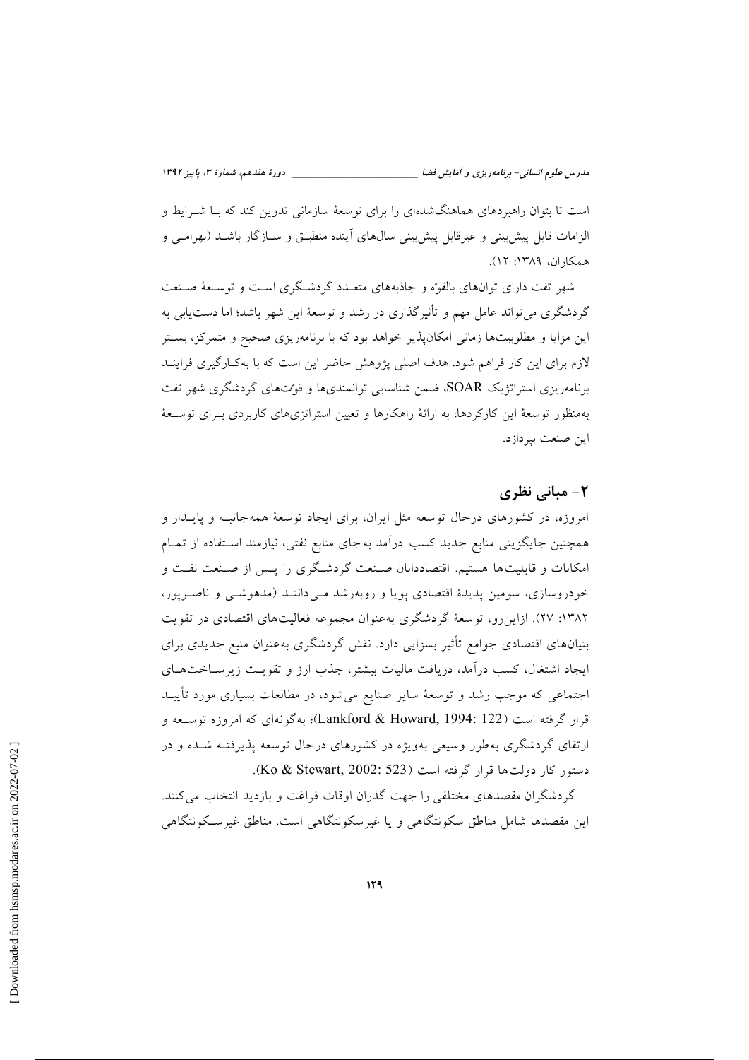است تا بتوان راهبردهای هماهنگ‌شده‌ای را برای توسعهٔ سازمانی تدوین کند که با شرایط و الزامات قابل پیش‌بینی و غیرقابل پیش‌بینی سال‌های آینده منطبق و سازگار باشد (بهرامی و همکاران، ۱۳۸۹: ۱۲).

شهر تفت دارای توان‌های بالقوّه و جاذبه‌های متعدد گردشگری است و توسعهٔ صنعت گردشگری می‌تواند عامل مهم و تأثیرگذاری در رشد و توسعهٔ این شهر باشد؛ اما دست‌یابی به این مزایا و مطلوبیت‌ها زمانی امکان‌پذیر خواهد بود که با برنامه‌ریزی صحیح و متمرکز، بستر لازم برای این کار فراهم شود. هدف اصلی پژوهش حاضر این است که با به‌کارگیری فرایند برنامه‌ریزی استراتژیک SOAR، ضمن شناسایی توانمندی‌ها و قوّت‌های گردشگری شهر تفت به‌منظور توسعهٔ این کارکردها، به ارائهٔ راهکارها و تعیین استراتژی‌های کاربردی برای توسعهٔ این صنعت بپردازد.

## ۲- مبانی نظری

امروزه، در کشورهای درحال توسعه مثل ایران، برای ایجاد توسعهٔ همه‌جانبه و پایدار و همچنین جایگزینی منابع جدید کسب درآمد به‌جای منابع نفتی، نیازمند استفاده از تمام امکانات و قابلیت‌ها هستیم. اقتصاددانان صنعت گردشگری را پس از صنعت نفت و خودروسازی، سومین پدیدهٔ اقتصادی پویا و روبه‌رشد می‌دانند (مدهوشی و ناصرپور، ۱۳۸۲: ۲۷). ازاین‌رو، توسعهٔ گردشگری به‌عنوان مجموعه فعالیت‌های اقتصادی در تقویت بنیان‌های اقتصادی جوامع تأثیر بسزایی دارد. نقش گردشگری به‌عنوان منبع جدیدی برای ایجاد اشتغال، کسب درآمد، دریافت مالیات بیشتر، جذب ارز و تقویت زیرساخت‌های اجتماعی که موجب رشد و توسعهٔ سایر صنایع می‌شود، در مطالعات بسیاری مورد تأیید قرار گرفته است (Lankford & Howard, 1994: 122)؛ به‌گونه‌ای که امروزه توسعه و ارتقای گردشگری به‌طور وسیعی به‌ویژه در کشورهای درحال توسعه پذیرفته شده و در دستور کار دولت‌ها قرار گرفته است (Ko & Stewart, 2002: 523).

گردشگران مقصدهای مختلفی را جهت گذران اوقات فراغت و بازدید انتخاب می‌کنند. این مقصدها شامل مناطق سکونتگاهی و یا غیرسکونتگاهی است. مناطق غیرسکونتگاهی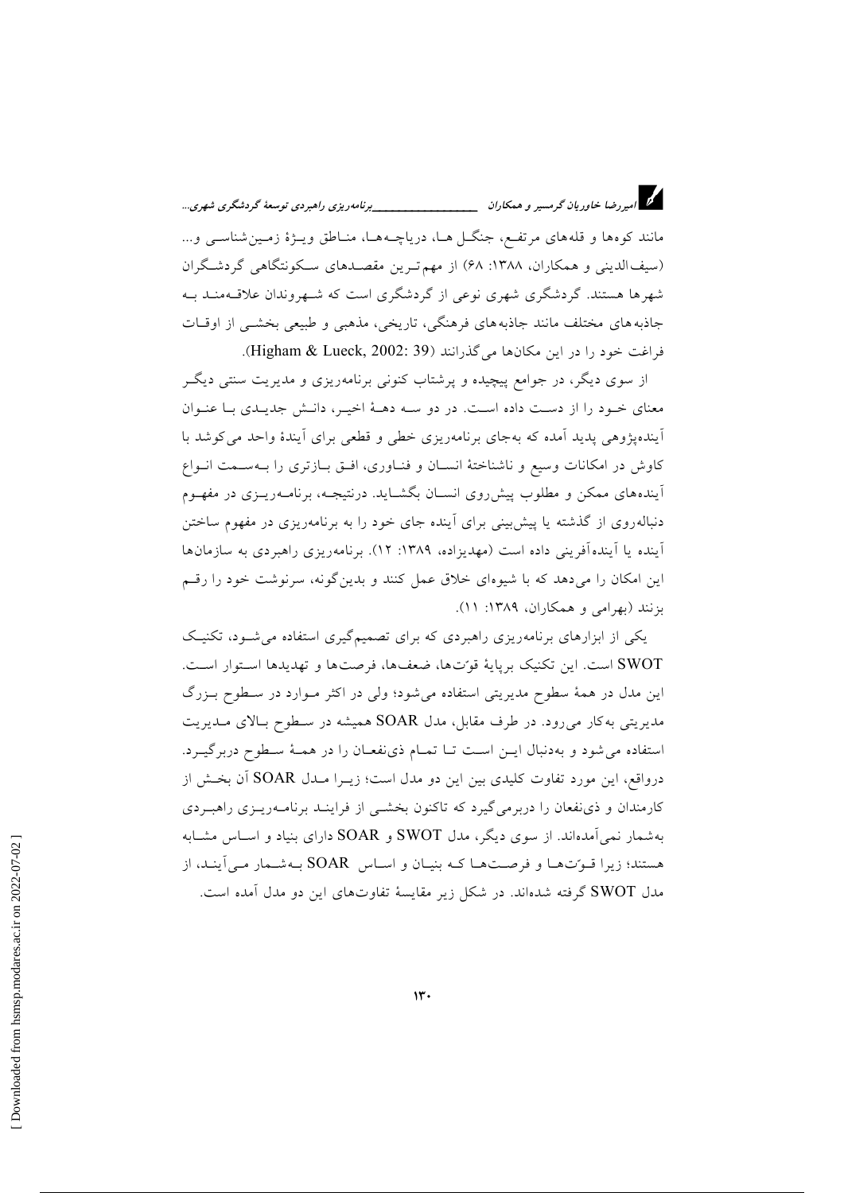مانند کوه‌ها و قله‌های مرتفع، جنگل‌ها، دریاچه‌ها، مناطق ویژهٔ زمین‌شناسی و... (سیف‌الدینی و همکاران، ۱۳۸۸: ۶۸) از مهم‌ترین مقصدهای سکونتگاهی گردشگران شهرها هستند. گردشگری شهری نوعی از گردشگری است که شهروندان علاقه‌مند به جاذبه‌های مختلف مانند جاذبه‌های فرهنگی، تاریخی، مذهبی و طبیعی بخشی از اوقات فراغت خود را در این مکان‌ها می‌گذرانند (Higham & Lueck, 2002: 39).

از سوی دیگر، در جوامع پیچیده و پرشتاب کنونی برنامه‌ریزی و مدیریت سنتی دیگر معنای خود را از دست داده است. در دو سه دههٔ اخیر، دانش جدیدی با عنوان آینده‌پژوهی پدید آمده که به‌جای برنامه‌ریزی خطی و قطعی برای آیندهٔ واحد می‌کوشد با کاوش در امکانات وسیع و ناشناختهٔ انسان و فناوری، افق بازتری را به‌سمت انواع آینده‌های ممکن و مطلوب پیش‌روی انسان بگشاید. درنتیجه، برنامه‌ریزی در مفهوم دنباله‌روی از گذشته یا پیش‌بینی برای آینده جای خود را به برنامه‌ریزی در مفهوم ساختن آینده یا آینده‌آفرینی داده است (مهدیزاده، ۱۳۸۹: ۱۲). برنامه‌ریزی راهبردی به سازمان‌ها این امکان را می‌دهد که با شیوه‌ای خلاق عمل کنند و بدین‌گونه، سرنوشت خود را رقم بزنند (بهرامی و همکاران، ۱۳۸۹: ۱۱).

یکی از ابزارهای برنامه‌ریزی راهبردی که برای تصمیم‌گیری استفاده می‌شود، تکنیک SWOT است. این تکنیک برپایهٔ قوّت‌ها، ضعف‌ها، فرصت‌ها و تهدیدها استوار است. این مدل در همهٔ سطوح مدیریتی استفاده می‌شود؛ ولی در اکثر موارد در سطوح بزرگ مدیریتی به‌کار می‌رود. در طرف مقابل، مدل SOAR همیشه در سطوح بالای مدیریت استفاده می‌شود و به‌دنبال این است تا تمام ذی‌نفعان را در همهٔ سطوح دربرگیرد. درواقع، این مورد تفاوت کلیدی بین این دو مدل است؛ زیرا مدل SOAR آن بخش از کارمندان و ذی‌نفعان را دربرمی‌گیرد که تاکنون بخشی از فرایند برنامه‌ریزی راهبردی به‌شمار نمی‌آمده‌اند. از سوی دیگر، مدل SWOT و SOAR دارای بنیاد و اساس مشابه هستند؛ زیرا قوّت‌ها و فرصت‌ها که بنیان و اساس SOAR به‌شمار می‌آیند، از مدل SWOT گرفته شده‌اند. در شکل زیر مقایسهٔ تفاوت‌های این دو مدل آمده است.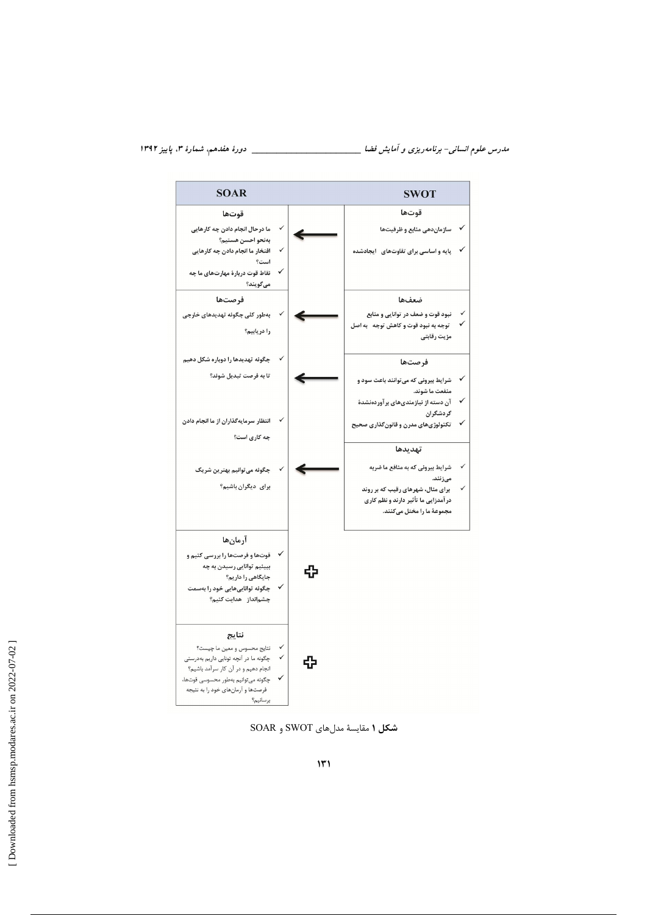| SOAR | | SWOT |
|---|---|---|
| **قوت‌ها**<br>✓ ما درحال انجام دادن چه کارهایی به‌نحو احسن هستیم؟<br>✓ افتخار ما انجام دادن چه کارهایی است؟<br>✓ نقاط قوت دربارهٔ مهارت‌های ما چه می‌گویند؟ | ← | **قوت‌ها**<br>✓ سازمان‌دهی منابع و ظرفیت‌ها<br>✓ پایه و اساسی برای تفاوت‌های ایجادشده |
| **فرصت‌ها**<br>✓ به‌طور کلی چگونه تهدیدهای خارجی را دریابیم؟ | ← | **ضعف‌ها**<br>✓ نبود قوت و ضعف در توانایی و منابع<br>✓ توجه به نبود قوت و کاهش توجه به اصل مزیت رقابتی |
| ✓ چگونه تهدیدها را دوباره شکل دهیم تا به فرصت تبدیل شوند؟<br>✓ انتظار سرمایه‌گذاران از ما انجام دادن چه کاری است؟ | ← | **فرصت‌ها**<br>✓ شرایط بیرونی که می‌توانند باعث سود و منفعت ما شوند.<br>✓ آن دسته از نیازمندی‌های برآورده‌نشدهٔ گردشگران<br>✓ تکنولوژی‌های مدرن و قانون‌گذاری صحیح |
| ✓ چگونه می‌توانیم بهترین شریک برای دیگران باشیم؟ | ← | **تهدیدها**<br>✓ شرایط بیرونی که به منافع ما ضربه می‌زنند.<br>✓ برای مثال، شهرهای رقیب که بر روند درآمدزایی ما تأثیر دارند و نظم کاری مجموعهٔ ما را مختل می‌کنند. |
| **آرمان‌ها**<br>✓ قوت‌ها و فرصت‌ها را بررسی کنیم و ببینیم توانایی رسیدن به چه جایگاهی را داریم؟<br>✓ چگونه توانایی‌هایی خود را به‌سمت چشم‌انداز هدایت کنیم؟ | + | |
| **نتایج**<br>✓ نتایج محسوس و معین ما چیست؟<br>✓ چگونه ما در آنچه توانایی داریم به‌درستی انجام دهیم و در آن کار سرآمد باشیم؟<br>✓ چگونه می‌توانیم به‌طور محسوسی قوت‌ها، فرصت‌ها و آرمان‌های خود را به نتیجه برسانیم؟ | + | |

**شکل ۱** مقایسهٔ مدل‌های SWOT و SOAR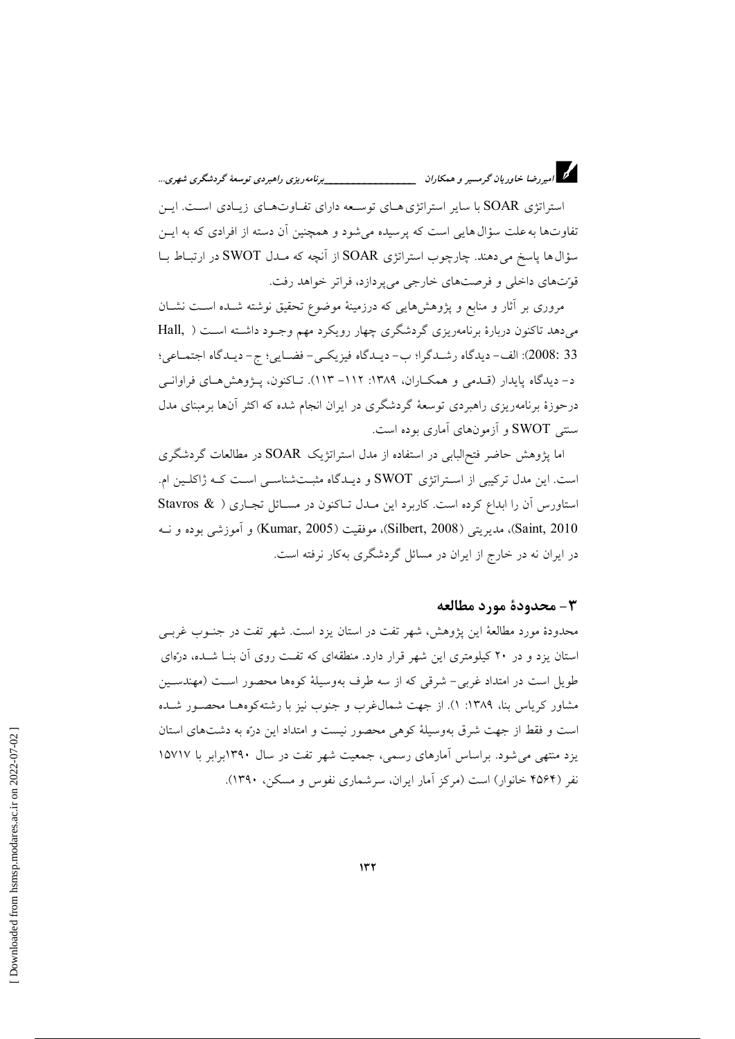استراتژی SOAR با سایر استراتژی‌های توسعه دارای تفاوت‌های زیادی است. این تفاوت‌ها به‌علت سؤال‌هایی است که پرسیده می‌شود و همچنین آن دسته از افرادی که به این سؤال‌ها پاسخ می‌دهند. چارچوب استراتژی SOAR از آنچه که مدل SWOT در ارتباط با قوّت‌های داخلی و فرصت‌های خارجی می‌پردازد، فراتر خواهد رفت.

مروری بر آثار و منابع و پژوهش‌هایی که درزمینهٔ موضوع تحقیق نوشته شده است نشان می‌دهد تاکنون دربارهٔ برنامه‌ریزی گردشگری چهار رویکرد مهم وجود داشته است (Hall, 2008: 33): الف- دیدگاه رشدگرا؛ ب- دیدگاه فیزیکی- فضایی؛ ج- دیدگاه اجتماعی؛ د- دیدگاه پایدار (قدمی و همکاران، ۱۳۸۹: ۱۱۲- ۱۱۳). تاکنون، پژوهش‌های فراوانی درحوزهٔ برنامه‌ریزی راهبردی توسعهٔ گردشگری در ایران انجام شده که اکثر آن‌ها برمبنای مدل سنتی SWOT و آزمون‌های آماری بوده است.

اما پژوهش حاضر فتح‌البابی در استفاده از مدل استراتژیک SOAR در مطالعات گردشگری است. این مدل ترکیبی از استراتژی SWOT و دیدگاه مثبت‌شناسی است که ژاکلین ام. استاورس آن را ابداع کرده است. کاربرد این مدل تاکنون در مسائل تجاری (Stavros & Saint, 2010)، مدیریتی (Silbert, 2008)، موفقیت (Kumar, 2005) و آموزشی بوده و نه در ایران نه در خارج از ایران در مسائل گردشگری به‌کار نرفته است.

## ۳- محدودهٔ مورد مطالعه

محدودهٔ مورد مطالعهٔ این پژوهش، شهر تفت در استان یزد است. شهر تفت در جنوب غربی استان یزد و در ۲۰ کیلومتری این شهر قرار دارد. منطقه‌ای که تفت روی آن بنا شده، درّه‌ای طویل است در امتداد غربی- شرقی که از سه طرف به‌وسیلهٔ کوه‌ها محصور است (مهندسین مشاور کریاس بنا، ۱۳۸۹: ۱). از جهت شمال‌غرب و جنوب نیز با رشته‌کوه‌ها محصور شده است و فقط از جهت شرق به‌وسیلهٔ کوهی محصور نیست و امتداد این درّه به دشت‌های استان یزد منتهی می‌شود. براساس آمارهای رسمی، جمعیت شهر تفت در سال ۱۳۹۰برابر با ۱۵۷۱۷ نفر (۴۵۶۴ خانوار) است (مرکز آمار ایران، سرشماری نفوس و مسکن، ۱۳۹۰).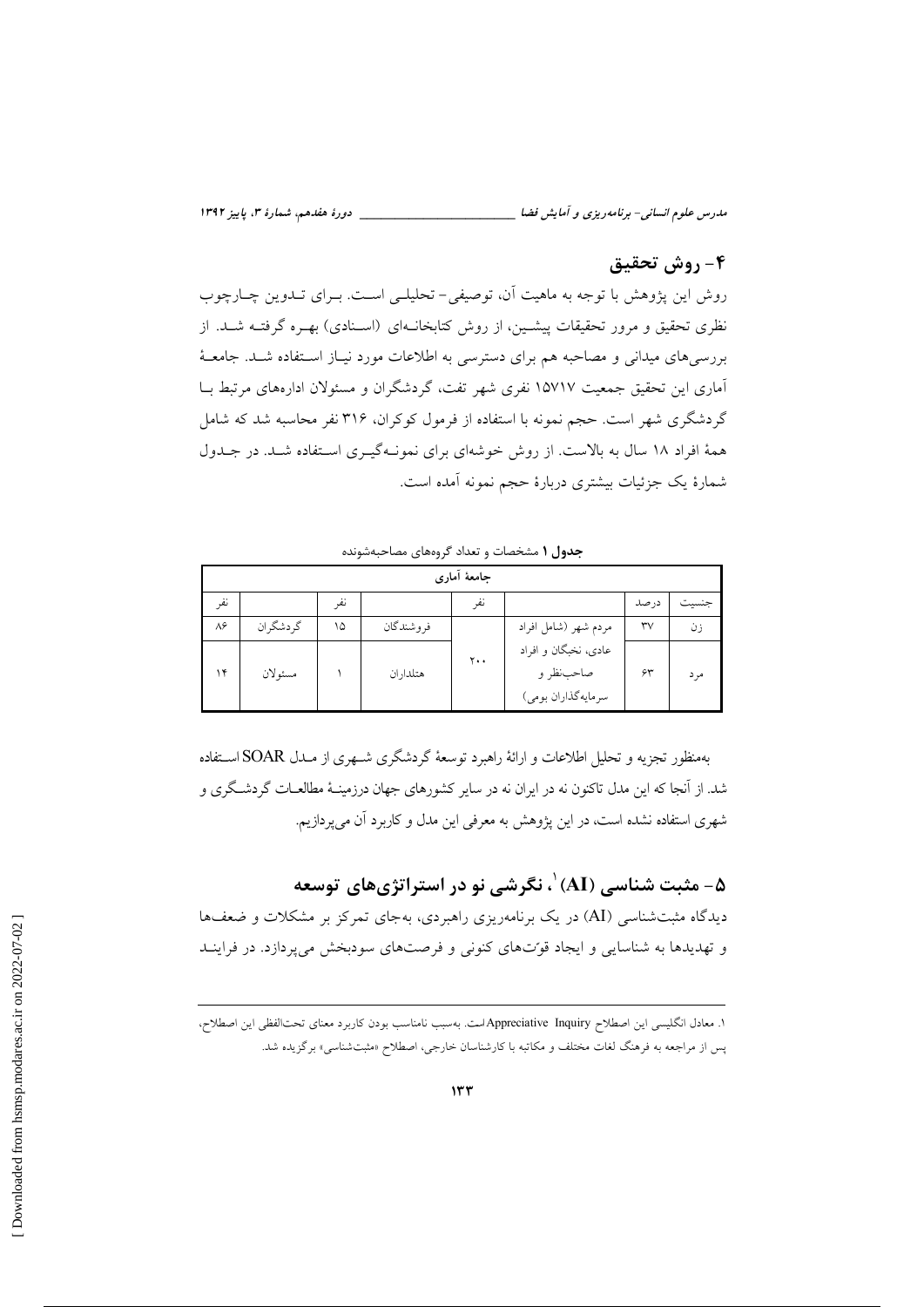## ۴- روش تحقیق

روش این پژوهش با توجه به ماهیت آن، توصیفی- تحلیلی است. برای تدوین چارچوب نظری تحقیق و مرور تحقیقات پیشین، از روش کتابخانه‌ای (اسنادی) بهره گرفته شد. از بررسی‌های میدانی و مصاحبه هم برای دسترسی به اطلاعات مورد نیاز استفاده شد. جامعهٔ آماری این تحقیق جمعیت ۱۵۷۱۷ نفری شهر تفت، گردشگران و مسئولان اداره‌های مرتبط با گردشگری شهر است. حجم نمونه با استفاده از فرمول کوکران، ۳۱۶ نفر محاسبه شد که شامل همهٔ افراد ۱۸ سال به بالاست. از روش خوشه‌ای برای نمونه‌گیری استفاده شد. در جدول شمارهٔ یک جزئیات بیشتری دربارهٔ حجم نمونه آمده است.

**جدول ۱** مشخصات و تعداد گروه‌های مصاحبه‌شونده

| جامعهٔ آماری | | | | | | | |
|---|---|---|---|---|---|---|---|
| جنسیت | درصد | | نفر | | نفر | | نفر |
| زن | ۳۷ | مردم شهر (شامل افراد عادی، نخبگان و افراد صاحب‌نظر و سرمایه‌گذاران بومی) | ۲۰۰ | فروشندگان | ۱۵ | گردشگران | ۸۶ |
| مرد | ۶۳ | | | هتلداران | ۱ | مسئولان | ۱۴ |

به‌منظور تجزیه و تحلیل اطلاعات و ارائهٔ راهبرد توسعهٔ گردشگری شهری از مدل SOAR استفاده شد. از آنجا که این مدل تاکنون نه در ایران نه در سایر کشورهای جهان درزمینهٔ مطالعات گردشگری و شهری استفاده نشده است، در این پژوهش به معرفی این مدل و کاربرد آن می‌پردازیم.

## ۵- مثبت شناسی (AI)[1]، نگرشی نو در استراتژی‌های توسعه

دیدگاه مثبت‌شناسی (AI) در یک برنامه‌ریزی راهبردی، به‌جای تمرکز بر مشکلات و ضعف‌ها و تهدیدها به شناسایی و ایجاد قوّت‌های کنونی و فرصت‌های سودبخش می‌پردازد. در فرایند

---

۱. معادل انگلیسی این اصطلاح Appreciative Inquiry است. به‌سبب نامناسب بودن کاربرد معنای تحت‌اللفظی این اصطلاح، پس از مراجعه به فرهنگ لغات مختلف و مکاتبه با کارشناسان خارجی، اصطلاح «مثبت‌شناسی» برگزیده شد.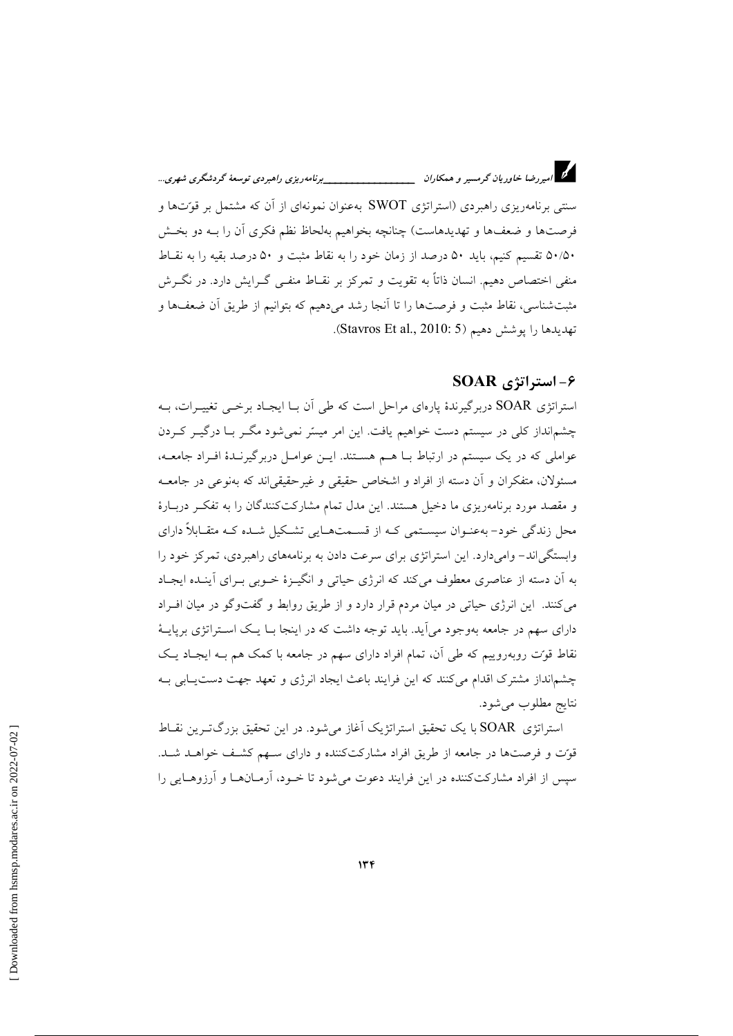سنتی برنامه‌ریزی راهبردی (استراتژی SWOT به‌عنوان نمونه‌ای از آن که مشتمل بر قوّت‌ها و فرصت‌ها و ضعف‌ها و تهدیدهاست) چنانچه بخواهیم به‌لحاظ نظم فکری آن را بـه دو بخـش ۵۰/۵۰ تقسیم کنیم، باید ۵۰ درصد از زمان خود را به نقاط مثبت و ۵۰ درصد بقیه را به نقـاط منفی اختصاص دهیم. انسان ذاتاً به تقویت و تمرکز بر نقـاط منفـی گـرایش دارد. در نگـرش مثبت‌شناسی، نقاط مثبت و فرصت‌ها را تا آنجا رشد می‌دهیم که بتوانیم از طریق آن ضعف‌ها و تهدیدها را پوشش دهیم (Stavros Et al., 2010: 5).

## ۶- استراتژی SOAR

استراتژی SOAR دربرگیرندهٔ پاره‌ای مراحل است که طی آن بـا ایجـاد برخـی تغییـرات، بـه چشم‌انداز کلی در سیستم دست خواهیم یافت. این امر میسّر نمی‌شود مگـر بـا درگیـر کـردن عواملی که در یک سیستم در ارتباط بـا هـم هسـتند. ایـن عوامـل دربرگیرنـدهٔ افـراد جامعـه، مسئولان، متفکران و آن دسته از افراد و اشخاص حقیقی و غیرحقیقی‌اند که به‌نوعی در جامعـه و مقصد مورد برنامه‌ریزی ما دخیل هستند. این مدل تمام مشارکت‌کنندگان را به تفکـر دربـارهٔ محل زندگی خود- به‌عنـوان سیسـتمی کـه از قسـمت‌هـایی تشـکیل شـده کـه متقـابلاً دارای وابستگی‌اند- وامی‌دارد. این استراتژی برای سرعت دادن به برنامه‌های راهبردی، تمرکز خود را به آن دسته از عناصری معطوف می‌کند که انرژی حیاتی و انگیـزهٔ خـوبی بـرای آینـده ایجـاد می‌کنند. این انرژی حیاتی در میان مردم قرار دارد و از طریق روابط و گفت‌وگو در میان افـراد دارای سهم در جامعه به‌وجود می‌آید. باید توجه داشت که در اینجا بـا یـک اسـتراتژی برپایـهٔ نقاط قوّت روبه‌روییم که طی آن، تمام افراد دارای سهم در جامعه با کمک هم بـه ایجـاد یـک چشم‌انداز مشترک اقدام می‌کنند که این فرایند باعث ایجاد انرژی و تعهد جهت دسـت‌یـابی بـه نتایج مطلوب می‌شود.

استراتژی SOAR با یک تحقیق استراتژیک آغاز می‌شود. در این تحقیق بزرگ‌تـرین نقـاط قوّت و فرصت‌ها در جامعه از طریق افراد مشارکت‌کننده و دارای سـهم کشـف خواهـد شـد. سپس از افراد مشارکت‌کننده در این فرایند دعوت می‌شود تا خـود، آرمـان‌هـا و آرزوهـایی را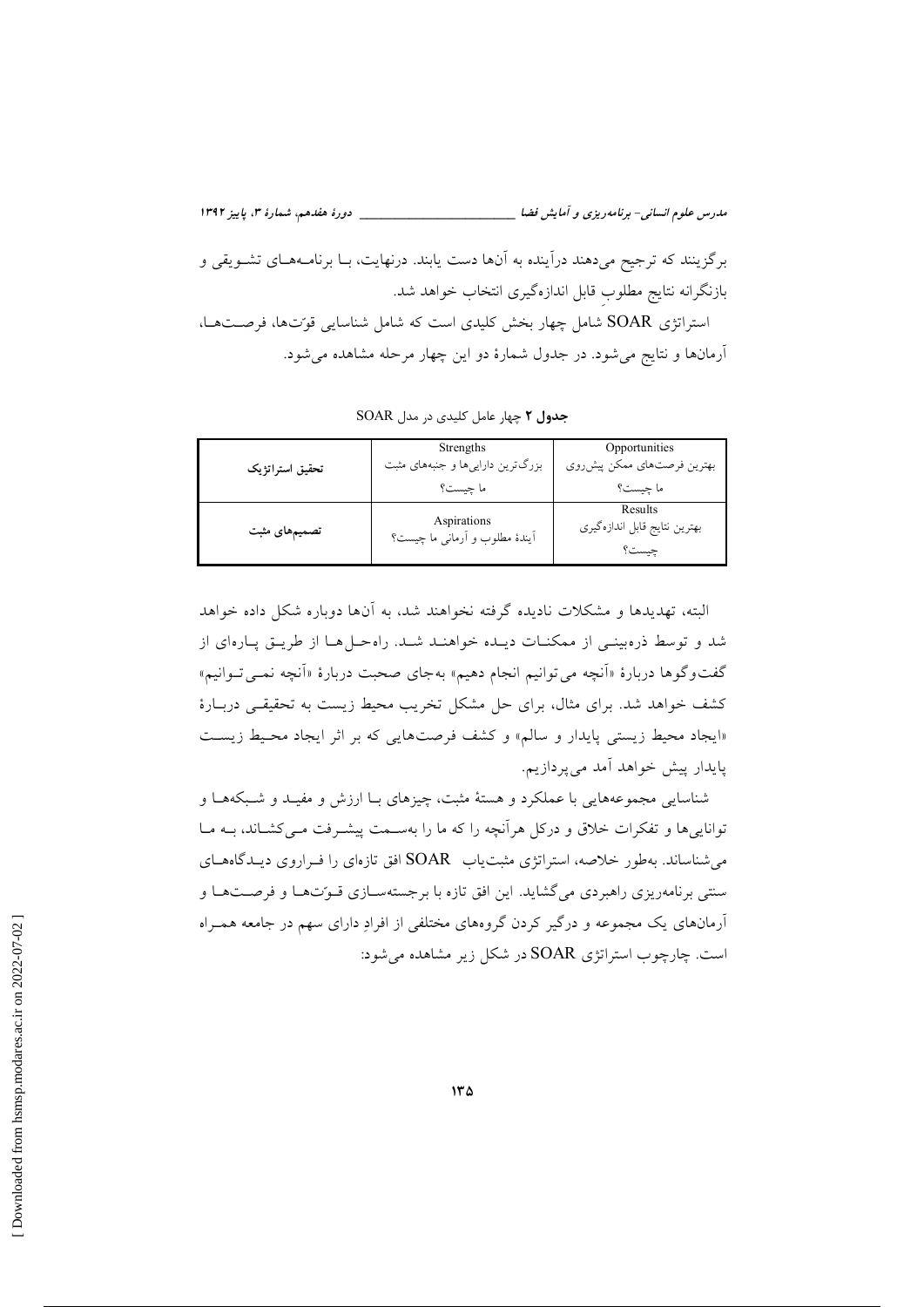برگزینند که ترجیح می‌دهند درآینده به آن‌ها دست یابند. درنهایت، بـا برنامـه‌هـای تشـویقی و بازنگرانه نتایج مطلوبِ قابل اندازه‌گیری انتخاب خواهد شد.

استراتژی SOAR شامل چهار بخش کلیدی است که شامل شناسایی قوّت‌ها، فرصـت‌هـا، آرمان‌ها و نتایج می‌شود. در جدول شمارهٔ دو این چهار مرحله مشاهده می‌شود.

**جدول ۲** چهار عامل کلیدی در مدل SOAR

| | Strengths | Opportunities |
|---|---|---|
| **تحقیق استراتژیک** | Strengths<br>بزرگ‌ترین دارایی‌ها و جنبه‌های مثبت ما چیست؟ | Opportunities<br>بهترین فرصت‌های ممکن پیش‌روی ما چیست؟ |
| **تصمیم‌های مثبت** | Aspirations<br>آیندهٔ مطلوب و آرمانی ما چیست؟ | Results<br>بهترین نتایج قابل اندازه‌گیری چیست؟ |

البته، تهدیدها و مشکلات نادیده گرفته نخواهند شد، به آن‌ها دوباره شکل داده خواهد شد و توسط ذره‌بینـی از ممکنـات دیـده خواهنـد شـد. راه‌حـل‌هـا از طریـق پـاره‌ای از گفت‌وگوها دربارهٔ «آنچه می‌توانیم انجام دهیم» به‌جای صحبت دربارهٔ «آنچه نمـی‌تـوانیم» کشف خواهد شد. برای مثال، برای حل مشکل تخریب محیط زیست به تحقیقـی دربـارهٔ «ایجاد محیط زیستی پایدار و سالم» و کشف فرصت‌هایی که بر اثر ایجاد محـیط زیسـت پایدار پیش خواهد آمد می‌پردازیم.

شناسایی مجموعه‌هایی با عملکرد و هستهٔ مثبت، چیزهای بـا ارزش و مفیـد و شـبکه‌هـا و توانایی‌ها و تفکرات خلاق و درکل هرآنچه را که ما را به‌سـمت پیشـرفت مـی‌کشـاند، بـه مـا می‌شناساند. به‌طور خلاصه، استراتژی مثبت‌یاب SOAR افق تازه‌ای را فـراروی دیـدگاه‌هـای سنتی برنامه‌ریزی راهبردی می‌گشاید. این افق تازه با برجسته‌سـازی قـوّت‌هـا و فرصـت‌هـا و آرمان‌های یک مجموعه و درگیر کردن گروه‌های مختلفی از افرادِ دارای سهم در جامعه همـراه است. چارچوب استراتژی SOAR در شکل زیر مشاهده می‌شود: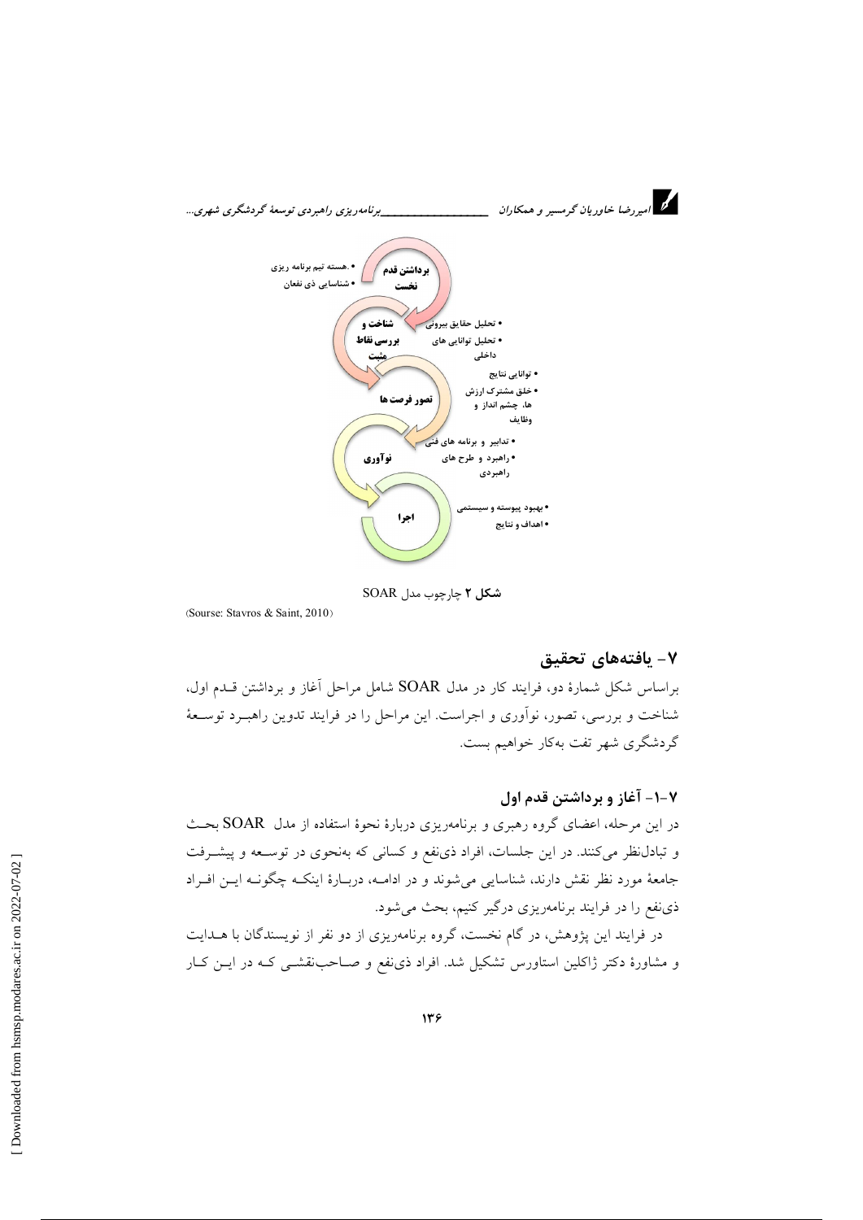- هسته تیم برنامه ریزی
- شناسایی ذی نفعان

**برداشتن قدم نخست**

- تحلیل حقایق بیرونی
- تحلیل توانایی های داخلی

**شناخت و بررسی نقاط مثبت**

- توانایی نتایج
- خلق مشترک ارزش ها، چشم انداز و وظایف

**تصور فرصت ها**

- تدابیر و برنامه های فنی
- راهبرد و طرح های راهبردی

**نوآوری**

- بهبود پیوسته و سیستمی
- اهداف و نتایج

**اجرا**

**شکل ۲** چارچوب مدل SOAR

(Sourse: Stavros & Saint, 2010)

## ۷- یافته‌های تحقیق

براساس شکل شمارهٔ دو، فرایند کار در مدل SOAR شامل مراحل آغاز و برداشتن قدم اول، شناخت و بررسی، تصور، نوآوری و اجراست. این مراحل را در فرایند تدوین راهبرد توسعهٔ گردشگری شهر تفت به‌کار خواهیم بست.

### ۷-۱- آغاز و برداشتن قدم اول

در این مرحله، اعضای گروه رهبری و برنامه‌ریزی دربارهٔ نحوهٔ استفاده از مدل SOAR بحث و تبادل‌نظر می‌کنند. در این جلسات، افراد ذی‌نفع و کسانی که به‌نحوی در توسعه و پیشرفت جامعهٔ مورد نظر نقش دارند، شناسایی می‌شوند و در ادامه، دربارهٔ اینکه چگونه این افراد ذی‌نفع را در فرایند برنامه‌ریزی درگیر کنیم، بحث می‌شود.

در فرایند این پژوهش، در گام نخست، گروه برنامه‌ریزی از دو نفر از نویسندگان با هدایت و مشاورهٔ دکتر ژاکلین استاورس تشکیل شد. افراد ذی‌نفع و صاحب‌نقشی که در این کار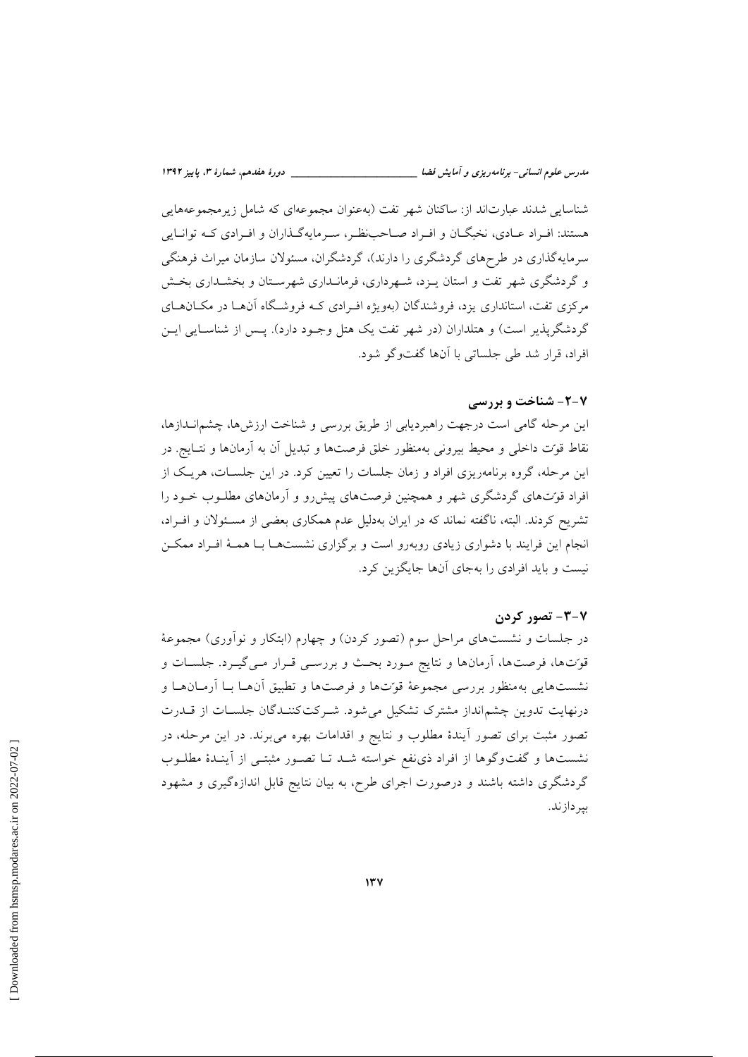شناسایی شدند عبارت‌اند از: ساکنان شهر تفت (به‌عنوان مجموعه‌ای که شامل زیرمجموعه‌هایی هستند: افراد عادی، نخبگان و افراد صاحب‌نظر، سرمایه‌گذاران و افرادی که توانایی سرمایه‌گذاری در طرح‌های گردشگری را دارند)، گردشگران، مسئولان سازمان میراث فرهنگی و گردشگری شهر تفت و استان یزد، شهرداری، فرمانداری شهرستان و بخشداری بخش مرکزی تفت، استانداری یزد، فروشندگان (به‌ویژه افرادی که فروشگاه آن‌ها در مکان‌های گردشگرپذیر است) و هتلداران (در شهر تفت یک هتل وجود دارد). پس از شناسایی این افراد، قرار شد طی جلساتی با آن‌ها گفت‌وگو شود.

### ۷-۲- شناخت و بررسی

این مرحله گامی است درجهت راهبردیابی از طریق بررسی و شناخت ارزش‌ها، چشم‌اندازها، نقاط قوّت داخلی و محیط بیرونی به‌منظور خلق فرصت‌ها و تبدیل آن به آرمان‌ها و نتایج. در این مرحله، گروه برنامه‌ریزی افراد و زمان جلسات را تعیین کرد. در این جلسات، هریک از افراد قوّت‌های گردشگری شهر و همچنین فرصت‌های پیش‌رو و آرمان‌های مطلوب خود را تشریح کردند. البته، ناگفته نماند که در ایران به‌دلیل عدم همکاری بعضی از مسئولان و افراد، انجام این فرایند با دشواری زیادی روبه‌رو است و برگزاری نشست‌ها با همهٔ افراد ممکن نیست و باید افرادی را به‌جای آن‌ها جایگزین کرد.

### ۷-۳- تصور کردن

در جلسات و نشست‌های مراحل سوم (تصور کردن) و چهارم (ابتکار و نوآوری) مجموعهٔ قوّت‌ها، فرصت‌ها، آرمان‌ها و نتایج مورد بحث و بررسی قرار می‌گیرد. جلسات و نشست‌هایی به‌منظور بررسی مجموعهٔ قوّت‌ها و فرصت‌ها و تطبیق آن‌ها با آرمان‌ها و درنهایت تدوین چشم‌انداز مشترک تشکیل می‌شود. شرکت‌کنندگان جلسات از قدرت تصور مثبت برای تصور آیندهٔ مطلوب و نتایج و اقدامات بهره می‌برند. در این مرحله، در نشست‌ها و گفت‌وگوها از افراد ذی‌نفع خواسته شد تا تصور مثبتی از آیندهٔ مطلوب گردشگری داشته باشند و درصورت اجرای طرح، به بیان نتایج قابل اندازه‌گیری و مشهود بپردازند.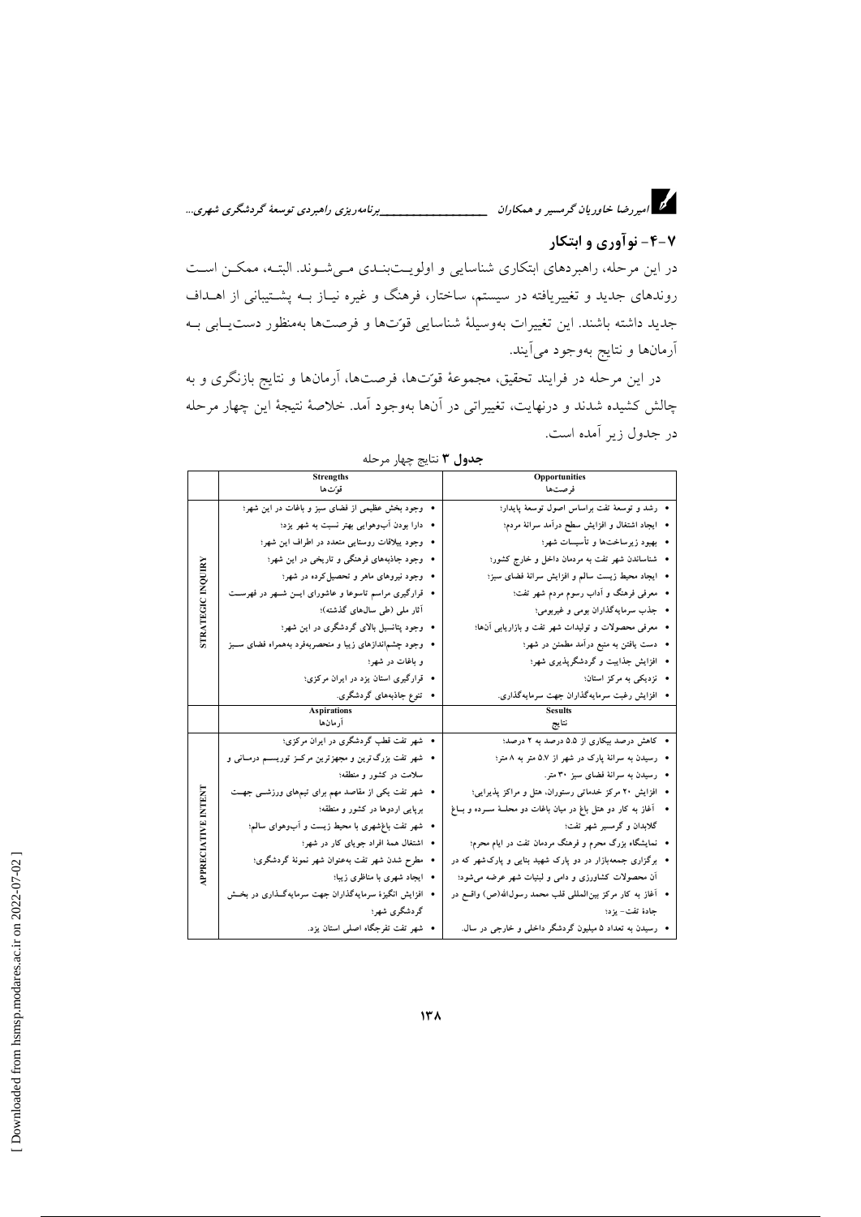## ۷-۴- نوآوری و ابتکار

در این مرحله، راهبردهای ابتکاری شناسایی و اولویت‌بندی می‌شوند. البته، ممکن است روندهای جدید و تغییریافته در سیستم، ساختار، فرهنگ و غیره نیاز به پشتیبانی از اهداف جدید داشته باشند. این تغییرات به‌وسیلهٔ شناسایی قوّت‌ها و فرصت‌ها به‌منظور دست‌یابی به آرمان‌ها و نتایج به‌وجود می‌آیند.

در این مرحله در فرایند تحقیق، مجموعهٔ قوّت‌ها، فرصت‌ها، آرمان‌ها و نتایج بازنگری و به چالش کشیده شدند و درنهایت، تغییراتی در آن‌ها به‌وجود آمد. خلاصهٔ نتیجهٔ این چهار مرحله در جدول زیر آمده است.

**جدول ۳** نتایج چهار مرحله

| | Strengths<br>قوّت‌ها | Opportunities<br>فرصت‌ها |
|---|---|---|
| STRATEGIC INQUIRY | • وجود بخش عظیمی از فضای سبز و باغات در این شهر؛<br>• دارا بودن آب‌وهوایی بهتر نسبت به شهر یزد؛<br>• وجود ییلاقات روستایی متعدد در اطراف این شهر؛<br>• وجود جاذبه‌های فرهنگی و تاریخی در این شهر؛<br>• وجود نیروهای ماهر و تحصیل‌کرده در شهر؛<br>• قرارگیری مراسم تاسوعا و عاشورای ایـن شـهر در فهرسـت آثار ملی (طی سال‌های گذشته)؛<br>• وجود پتانسیل بالای گردشگری در این شهر؛<br>• وجود چشم‌اندازهای زیبا و منحصربه‌فرد به‌همراه فضای سـبز و باغات در شهر؛<br>• قرارگیری استان یزد در ایران مرکزی؛<br>• تنوع جاذبه‌های گردشگری. | • رشد و توسعهٔ تفت براساس اصول توسعهٔ پایدار؛<br>• ایجاد اشتغال و افزایش سطح درآمد سرانهٔ مردم؛<br>• بهبود زیرساخت‌ها و تأسیسات شهر؛<br>• شناساندن شهر تفت به مردمان داخل و خارج کشور؛<br>• ایجاد محیط زیست سالم و افزایش سرانهٔ فضای سبز؛<br>• معرفی فرهنگ و آداب رسوم مردم شهر تفت؛<br>• جذب سرمایه‌گذاران بومی و غیربومی؛<br>• معرفی محصولات و تولیدات شهر تفت و بازاریابی آن‌ها؛<br>• دست یافتن به منبع درآمد مطمئن در شهر؛<br>• افزایش جذابیت و گردشگرپذیری شهر؛<br>• نزدیکی به مرکز استان؛<br>• افزایش رغبت سرمایه‌گذاران جهت سرمایه‌گذاری. |
| | **Aspirations**<br>**آرمان‌ها** | **Sesults**<br>**نتایج** |
| APPRECIATIVE INTENT | • شهر تفت قطب گردشگری در ایران مرکزی؛<br>• شهر تفت بزرگ‌ترین و مجهزترین مرکـز توریسـم درمـانی و سلامت در کشور و منطقه؛<br>• شهر تفت یکی از مقاصد مهم برای تیم‌های ورزشـی جهـت برپایی اردوها در کشور و منطقه؛<br>• شهر تفت باغ‌شهری با محیط زیست و آب‌وهوای سالم؛<br>• اشتغال همهٔ افراد جویای کار در شهر؛<br>• مطرح شدن شهر تفت به‌عنوان شهر نمونهٔ گردشگری؛<br>• ایجاد شهری با مناظری زیبا؛<br>• افزایش انگیزهٔ سرمایه‌گذاران جهت سرمایه‌گـذاری در بخـش گردشگری شهر؛<br>• شهر تفت تفرجگاه اصلی استان یزد. | • کاهش درصد بیکاری از ۵.۵ درصد به ۲ درصد؛<br>• رسیدن به سرانهٔ پارک در شهر از ۵.۷ متر به ۸ متر؛<br>• رسیدن به سرانهٔ فضای سبز ۳۰ متر.<br>• افزایش ۲۰ مرکز خدماتی رستوران، هتل و مراکز پذیرایی؛<br>• آغاز به کار دو هتل باغ در میان باغات دو محلـهٔ سـرده و بـاغ گلابدان و گرمسیر شهر تفت؛<br>• نمایشگاه بزرگ محرم و فرهنگ مردمان تفت در ایام محرم؛<br>• برگزاری جمعه‌بازار در دو پارک شهید بنایی و پارک‌شهر که در آن محصولات کشاورزی و دامی و لبنیات شهر عرضه می‌شود؛<br>• آغاز به کار مرکز بین‌المللی قلب محمد رسول‌الله(ص) واقـع در جادهٔ تفت- یزد؛<br>• رسیدن به تعداد ۵ میلیون گردشگر داخلی و خارجی در سال. |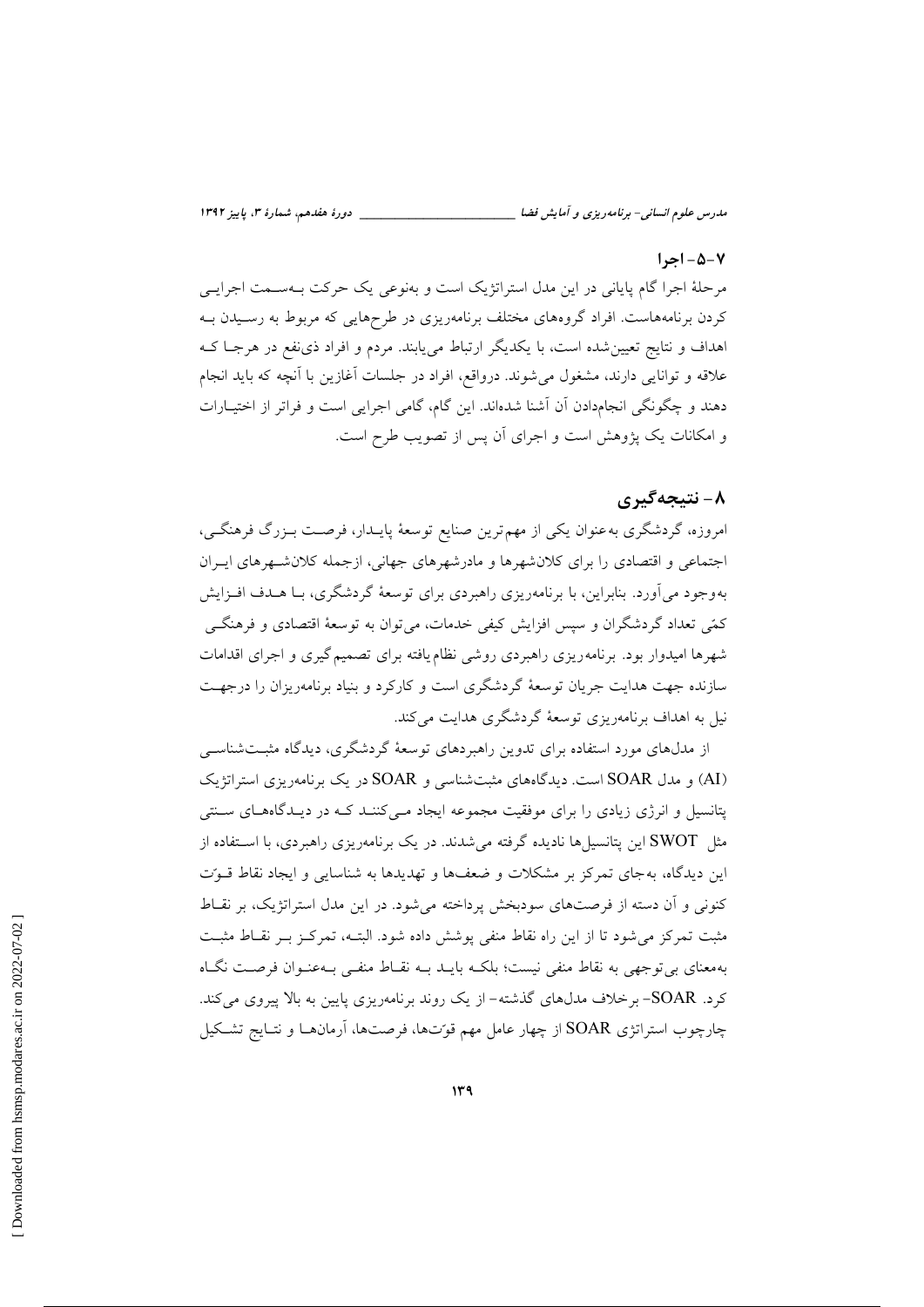### ۷-۵- اجرا

مرحلهٔ اجرا گام پایانی در این مدل استراتژیک است و به‌نوعی یک حرکت به‌سمت اجرایی کردن برنامه‌هاست. افراد گروه‌های مختلف برنامه‌ریزی در طرح‌هایی که مربوط به رسیدن به اهداف و نتایج تعیین‌شده است، با یکدیگر ارتباط می‌یابند. مردم و افراد ذی‌نفع در هرجا که علاقه و توانایی دارند، مشغول می‌شوند. درواقع، افراد در جلسات آغازین با آنچه که باید انجام دهند و چگونگی انجام‌دادن آن آشنا شده‌اند. این گام، گامی اجرایی است و فراتر از اختیارات و امکانات یک پژوهش است و اجرای آن پس از تصویب طرح است.

## ۸- نتیجه‌گیری

امروزه، گردشگری به‌عنوان یکی از مهم‌ترین صنایع توسعهٔ پایدار، فرصت بزرگ فرهنگی، اجتماعی و اقتصادی را برای کلان‌شهرها و مادرشهرهای جهانی، ازجمله کلان‌شهرهای ایران به‌وجود می‌آورد. بنابراین، با برنامه‌ریزی راهبردی برای توسعهٔ گردشگری، با هدف افزایش کمّی تعداد گردشگران و سپس افزایش کیفی خدمات، می‌توان به توسعهٔ اقتصادی و فرهنگی شهرها امیدوار بود. برنامه‌ریزی راهبردی روشی نظام‌یافته برای تصمیم‌گیری و اجرای اقدامات سازنده جهت هدایت جریان توسعهٔ گردشگری است و کارکرد و بنیاد برنامه‌ریزان را درجهت نیل به اهداف برنامه‌ریزی توسعهٔ گردشگری هدایت می‌کند.

از مدل‌های مورد استفاده برای تدوین راهبردهای توسعهٔ گردشگری، دیدگاه مثبت‌شناسی (AI) و مدل SOAR است. دیدگاه‌های مثبت‌شناسی و SOAR در یک برنامه‌ریزی استراتژیک پتانسیل و انرژی زیادی را برای موفقیت مجموعه ایجاد می‌کنند که در دیدگاه‌های سنتی مثل SWOT این پتانسیل‌ها نادیده گرفته می‌شدند. در یک برنامه‌ریزی راهبردی، با استفاده از این دیدگاه، به‌جای تمرکز بر مشکلات و ضعف‌ها و تهدیدها به شناسایی و ایجاد نقاط قوّت کنونی و آن دسته از فرصت‌های سودبخش پرداخته می‌شود. در این مدل استراتژیک، بر نقاط مثبت تمرکز می‌شود تا از این راه نقاط منفی پوشش داده شود. البته، تمرکز بر نقاط مثبت به‌معنای بی‌توجهی به نقاط منفی نیست؛ بلکه باید به نقاط منفی به‌عنوان فرصت نگاه کرد. SOAR- برخلاف مدل‌های گذشته- از یک روند برنامه‌ریزی پایین به بالا پیروی می‌کند. چارچوب استراتژی SOAR از چهار عامل مهم قوّت‌ها، فرصت‌ها، آرمان‌ها و نتایج تشکیل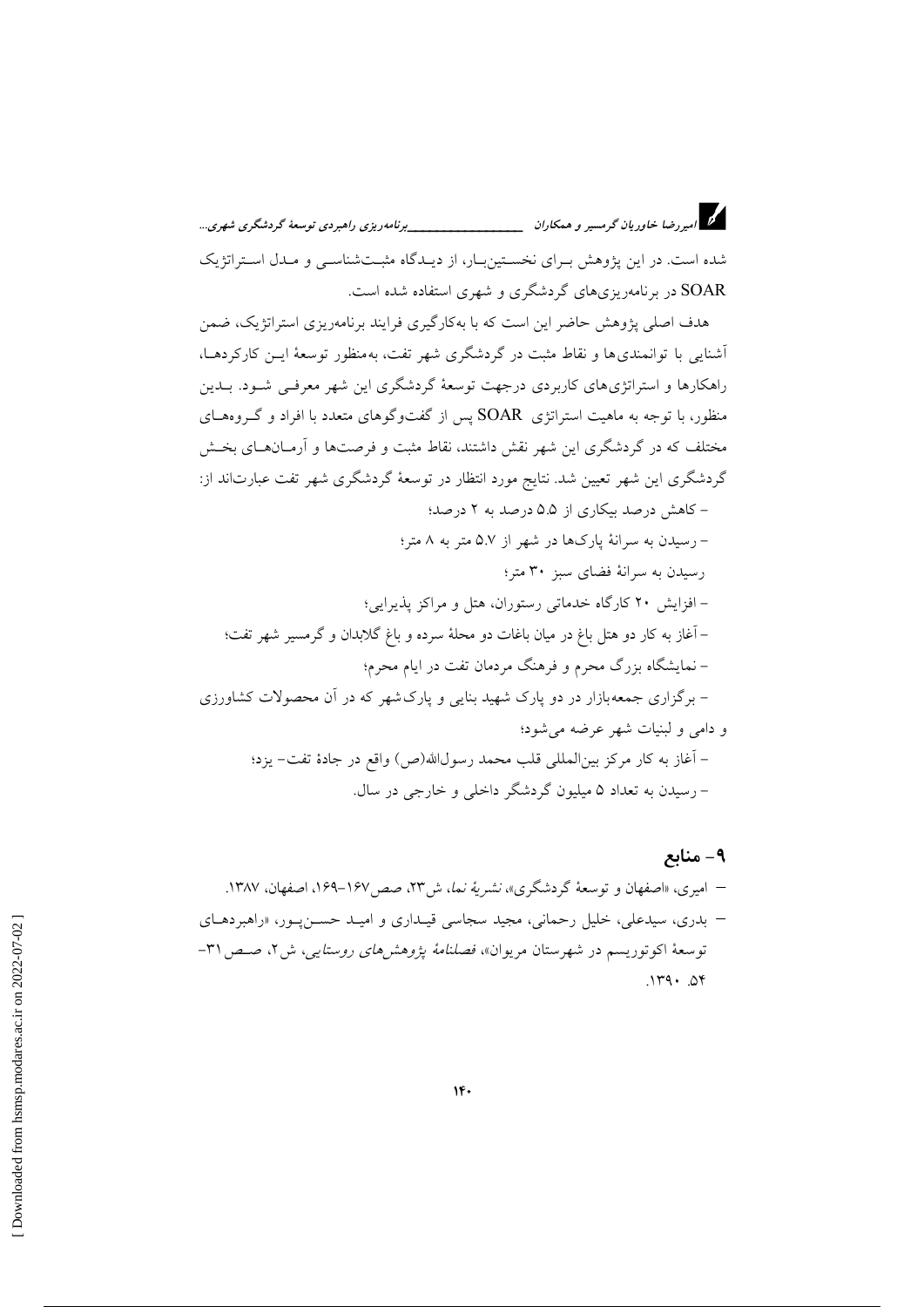شده است. در این پژوهش برای نخستین‌بار، از دیدگاه مثبت‌شناسی و مدل استراتژیک SOAR در برنامه‌ریزی‌های گردشگری و شهری استفاده شده است.

هدف اصلی پژوهش حاضر این است که با به‌کارگیری فرایند برنامه‌ریزی استراتژیک، ضمن آشنایی با توانمندی‌ها و نقاط مثبت در گردشگری شهر تفت، به‌منظور توسعهٔ این کارکردها، راهکارها و استراتژی‌های کاربردی درجهت توسعهٔ گردشگری این شهر معرفی شود. بدین منظور، با توجه به ماهیت استراتژی SOAR پس از گفت‌وگوهای متعدد با افراد و گروه‌های مختلف که در گردشگری این شهر نقش داشتند، نقاط مثبت و فرصت‌ها و آرمان‌های بخش گردشگری این شهر تعیین شد. نتایج مورد انتظار در توسعهٔ گردشگری شهر تفت عبارت‌اند از:

- کاهش درصد بیکاری از ۵.۵ درصد به ۲ درصد؛
- رسیدن به سرانهٔ پارک‌ها در شهر از ۵.۷ متر به ۸ متر؛
رسیدن به سرانهٔ فضای سبز ۳۰ متر؛
- افزایش ۲۰ کارگاه خدماتی رستوران، هتل و مراکز پذیرایی؛
- آغاز به کار دو هتل باغ در میان باغات دو محلهٔ سرده و باغ گلابدان و گرمسیر شهر تفت؛
- نمایشگاه بزرگ محرم و فرهنگ مردمان تفت در ایام محرم؛
- برگزاری جمعه‌بازار در دو پارک شهید بنایی و پارک‌شهر که در آن محصولات کشاورزی و دامی و لبنیات شهر عرضه می‌شود؛
- آغاز به کار مرکز بین‌المللی قلب محمد رسول‌الله(ص) واقع در جادهٔ تفت- یزد؛
- رسیدن به تعداد ۵ میلیون گردشگر داخلی و خارجی در سال.

## ۹- منابع

- امیری، «اصفهان و توسعهٔ گردشگری»، *نشریهٔ نما*، ش۲۳، صص۱۶۷-۱۶۹، اصفهان، ۱۳۸۷.
- بدری، سیدعلی، خلیل رحمانی، مجید سجاسی قیداری و امید حسن‌پور، «راهبردهای توسعهٔ اکوتوریسم در شهرستان مریوان»، *فصلنامهٔ پژوهش‌های روستایی*، ش۲، صص۳۱-۵۴. ۱۳۹۰.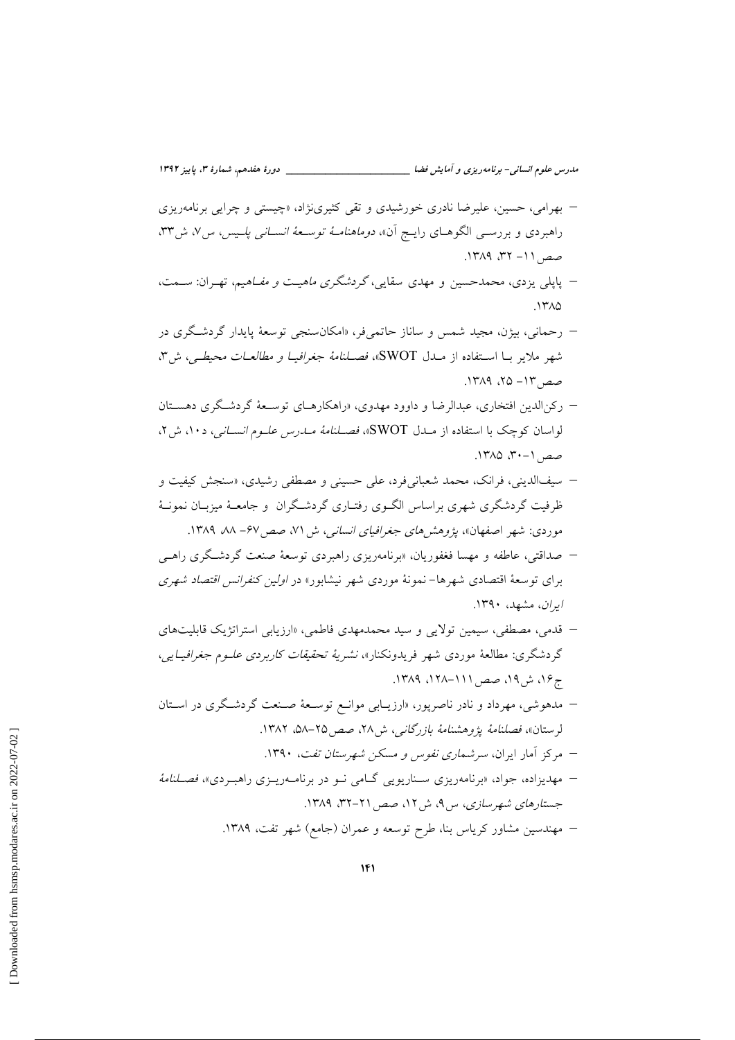- بهرامی، حسین، علیرضا نادری خورشیدی و تقی کثیری‌نژاد، «چیستی و چرایی برنامه‌ریزی راهبردی و بررسی الگوهای رایج آن»، *دوماهنامهٔ توسعهٔ انسانی پلیس*، س۷، ش۳۳، صص۱۱- ۳۲، ۱۳۸۹.
- پاپلی یزدی، محمدحسین و مهدی سقایی، *گردشگری ماهیت و مفاهیم*، تهران: سمت، ۱۳۸۵.
- رحمانی، بیژن، مجید شمس و ساناز حاتمی‌فر، «امکان‌سنجی توسعهٔ پایدار گردشگری در شهر ملایر با استفاده از مدل SWOT»، *فصلنامهٔ جغرافیا و مطالعات محیطی*، ش۳، صص۱۳- ۲۵، ۱۳۸۹.
- رکن‌الدین افتخاری، عبدالرضا و داوود مهدوی، «راهکارهای توسعهٔ گردشگری دهستان لواسان کوچک با استفاده از مدل SWOT»، *فصلنامهٔ مدرس علوم انسانی*، د۱۰، ش۲، صص۱-۳۰، ۱۳۸۵.
- سیف‌الدینی، فرانک، محمد شعبانی‌فرد، علی حسینی و مصطفی رشیدی، «سنجش کیفیت و ظرفیت گردشگری شهری براساس الگوی رفتاری گردشگران و جامعهٔ میزبان نمونهٔ موردی: شهر اصفهان»، *پژوهش‌های جغرافیای انسانی*، ش۷۱، صص۶۷- ۸۸، ۱۳۸۹.
- صداقتی، عاطفه و مهسا فغفوریان، «برنامه‌ریزی راهبردی توسعهٔ صنعت گردشگری راهی برای توسعهٔ اقتصادی شهرها- نمونهٔ موردی شهر نیشابور» در *اولین کنفرانس اقتصاد شهری ایران*، مشهد، ۱۳۹۰.
- قدمی، مصطفی، سیمین تولایی و سید محمدمهدی فاطمی، «ارزیابی استراتژیک قابلیت‌های گردشگری: مطالعهٔ موردی شهر فریدونکنار»، *نشریهٔ تحقیقات کاربردی علوم جغرافیایی*، ج۱۶، ش۱۹، صص۱۱۱-۱۲۸، ۱۳۸۹.
- مدهوشی، مهرداد و نادر ناصرپور، «ارزیابی موانع توسعهٔ صنعت گردشگری در استان لرستان»، *فصلنامهٔ پژوهشنامهٔ بازرگانی*، ش۲۸، صص۲۵-۵۸، ۱۳۸۲.
- مرکز آمار ایران، *سرشماری نفوس و مسکن شهرستان تفت*، ۱۳۹۰.
- مهدیزاده، جواد، «برنامه‌ریزی سناریویی گامی نو در برنامه‌ریزی راهبردی»، *فصلنامهٔ جستارهای شهرسازی*، س۹، ش۱۲، صص۲۱-۳۲، ۱۳۸۹.
- مهندسین مشاور کریاس بنا، طرح توسعه و عمران (جامع) شهر تفت، ۱۳۸۹.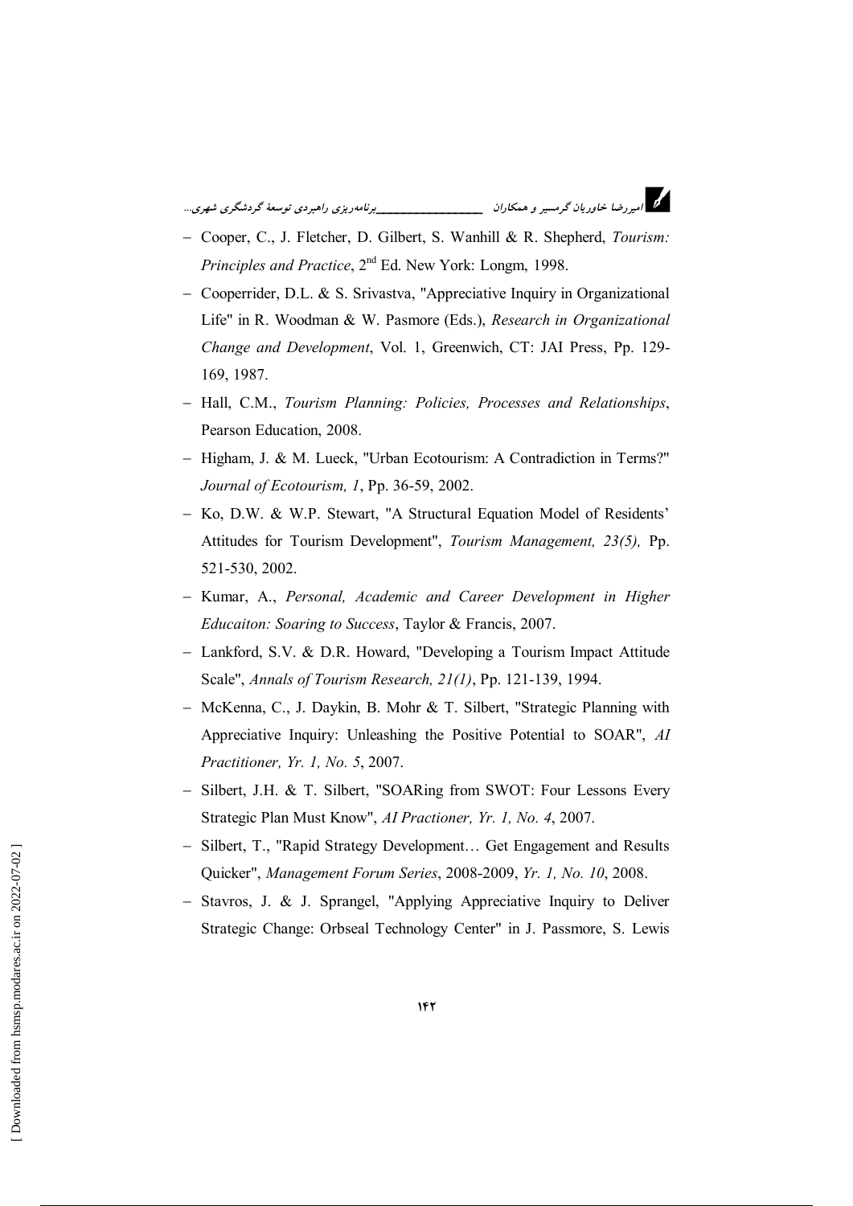- Cooper, C., J. Fletcher, D. Gilbert, S. Wanhill & R. Shepherd, *Tourism: Principles and Practice*, 2nd Ed. New York: Longm, 1998.
- Cooperrider, D.L. & S. Srivastva, "Appreciative Inquiry in Organizational Life" in R. Woodman & W. Pasmore (Eds.), *Research in Organizational Change and Development*, Vol. 1, Greenwich, CT: JAI Press, Pp. 129-169, 1987.
- Hall, C.M., *Tourism Planning: Policies, Processes and Relationships*, Pearson Education, 2008.
- Higham, J. & M. Lueck, "Urban Ecotourism: A Contradiction in Terms?" *Journal of Ecotourism, 1*, Pp. 36-59, 2002.
- Ko, D.W. & W.P. Stewart, "A Structural Equation Model of Residents' Attitudes for Tourism Development", *Tourism Management, 23(5),* Pp. 521-530, 2002.
- Kumar, A., *Personal, Academic and Career Development in Higher Educaiton: Soaring to Success*, Taylor & Francis, 2007.
- Lankford, S.V. & D.R. Howard, "Developing a Tourism Impact Attitude Scale", *Annals of Tourism Research, 21(1)*, Pp. 121-139, 1994.
- McKenna, C., J. Daykin, B. Mohr & T. Silbert, "Strategic Planning with Appreciative Inquiry: Unleashing the Positive Potential to SOAR", *AI Practitioner, Yr. 1, No. 5*, 2007.
- Silbert, J.H. & T. Silbert, "SOARing from SWOT: Four Lessons Every Strategic Plan Must Know", *AI Practioner, Yr. 1, No. 4*, 2007.
- Silbert, T., "Rapid Strategy Development… Get Engagement and Results Quicker", *Management Forum Series*, 2008-2009, *Yr. 1, No. 10*, 2008.
- Stavros, J. & J. Sprangel, "Applying Appreciative Inquiry to Deliver Strategic Change: Orbseal Technology Center" in J. Passmore, S. Lewis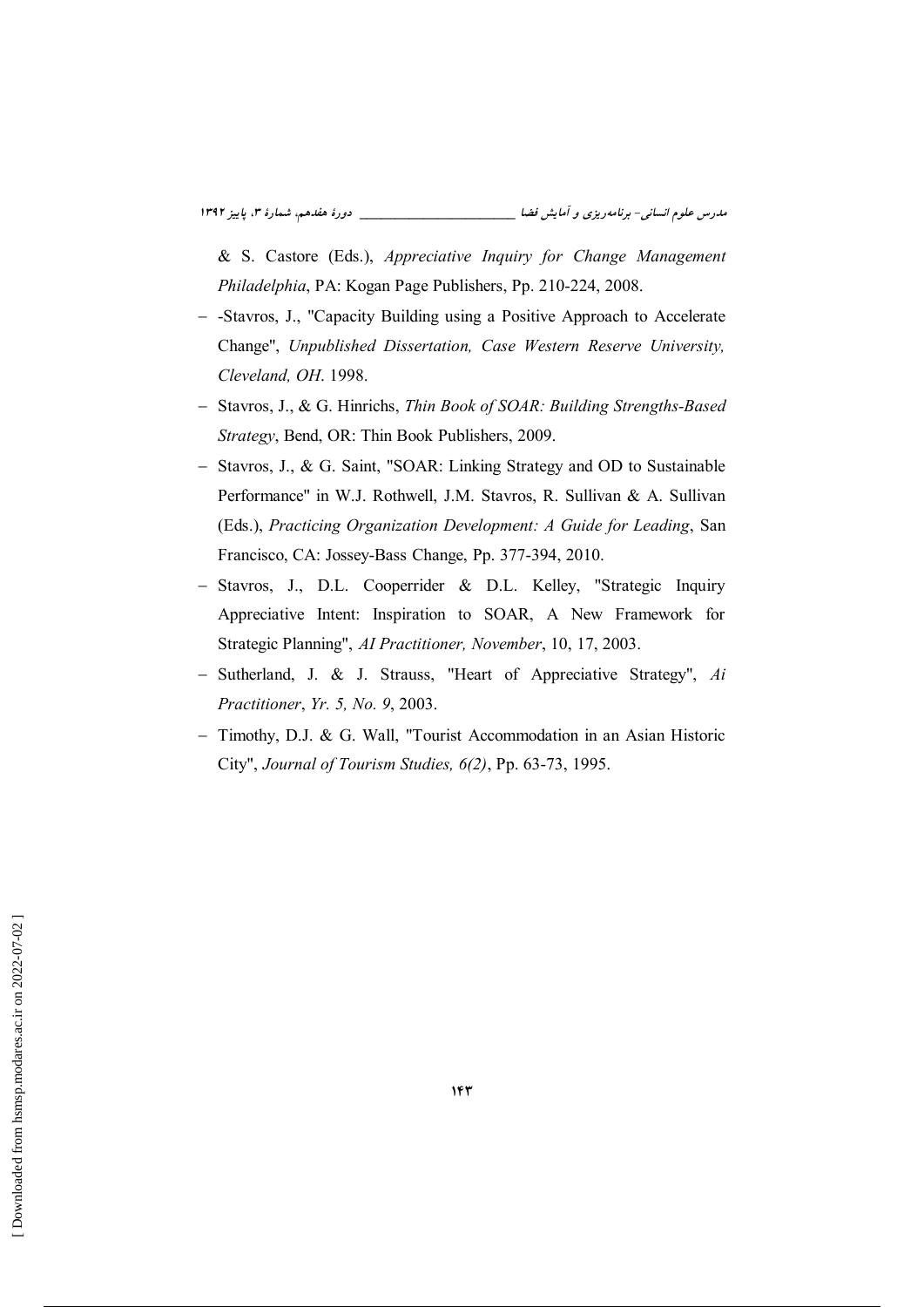& S. Castore (Eds.), *Appreciative Inquiry for Change Management Philadelphia*, PA: Kogan Page Publishers, Pp. 210-224, 2008.

- -Stavros, J., "Capacity Building using a Positive Approach to Accelerate Change", *Unpublished Dissertation, Case Western Reserve University, Cleveland, OH*. 1998.
- Stavros, J., & G. Hinrichs, *Thin Book of SOAR: Building Strengths-Based Strategy*, Bend, OR: Thin Book Publishers, 2009.
- Stavros, J., & G. Saint, "SOAR: Linking Strategy and OD to Sustainable Performance" in W.J. Rothwell, J.M. Stavros, R. Sullivan & A. Sullivan (Eds.), *Practicing Organization Development: A Guide for Leading*, San Francisco, CA: Jossey-Bass Change, Pp. 377-394, 2010.
- Stavros, J., D.L. Cooperrider & D.L. Kelley, "Strategic Inquiry Appreciative Intent: Inspiration to SOAR, A New Framework for Strategic Planning", *AI Practitioner, November*, 10, 17, 2003.
- Sutherland, J. & J. Strauss, "Heart of Appreciative Strategy", *Ai Practitioner*, *Yr. 5, No. 9*, 2003.
- Timothy, D.J. & G. Wall, "Tourist Accommodation in an Asian Historic City", *Journal of Tourism Studies, 6(2)*, Pp. 63-73, 1995.